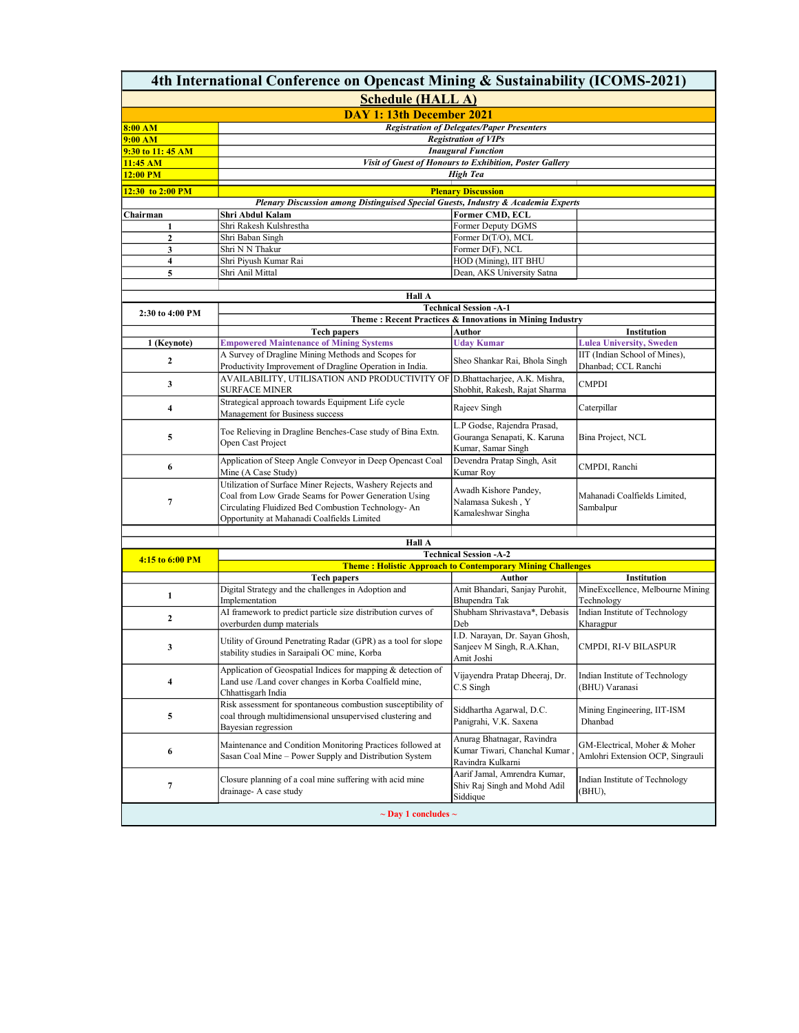# 4th International Conference on Opencast Mining & Sustainability (ICOMS-2021)

## Schedule (HALL A)

### DAY 1: 13th December 2021

| Time | Event |
|---|---|
| 8:00 AM | *Registration of Delegates/Paper Presenters* |
| 9:00 AM | *Registration of VIPs* |
| 9:30 to 11: 45 AM | *Inaugural Function* |
| 11:45 AM | *Visit of Guest of Honours to Exhibition, Poster Gallery* |
| 12:00 PM | *High Tea* |
| 12:30 to 2:00 PM | **Plenary Discussion** |

*Plenary Discussion among Distinguised Special Guests, Industry & Academia Experts*

| | Name | Designation |
|---|---|---|
| **Chairman** | **Shri Abdul Kalam** | **Former CMD, ECL** |
| 1 | Shri Rakesh Kulshrestha | Former Deputy DGMS |
| 2 | Shri Baban Singh | Former D(T/O), MCL |
| 3 | Shri N N Thakur | Former D(F), NCL |
| 4 | Shri Piyush Kumar Rai | HOD (Mining), IIT BHU |
| 5 | Shri Anil Mittal | Dean, AKS University Satna |

**Hall A**

**Technical Session -A-1** (2:30 to 4:00 PM)

**Theme : Recent Practices & Innovations in Mining Industry**

| | Tech papers | Author | Institution |
|---|---|---|---|
| 1 (Keynote) | **Empowered Maintenance of Mining Systems** | **Uday Kumar** | **Lulea University, Sweden** |
| 2 | A Survey of Dragline Mining Methods and Scopes for Productivity Improvement of Dragline Operation in India. | Sheo Shankar Rai, Bhola Singh | IIT (Indian School of Mines), Dhanbad; CCL Ranchi |
| 3 | AVAILABILITY, UTILISATION AND PRODUCTIVITY OF SURFACE MINER | D.Bhattacharjee, A.K. Mishra, Shobhit, Rakesh, Rajat Sharma | CMPDI |
| 4 | Strategical approach towards Equipment Life cycle Management for Business success | Rajeev Singh | Caterpillar |
| 5 | Toe Relieving in Dragline Benches-Case study of Bina Extn. Open Cast Project | L.P Godse, Rajendra Prasad, Gouranga Senapati, K. Karuna Kumar, Samar Singh | Bina Project, NCL |
| 6 | Application of Steep Angle Conveyor in Deep Opencast Coal Mine (A Case Study) | Devendra Pratap Singh, Asit Kumar Roy | CMPDI, Ranchi |
| 7 | Utilization of Surface Miner Rejects, Washery Rejects and Coal from Low Grade Seams for Power Generation Using Circulating Fluidized Bed Combustion Technology- An Opportunity at Mahanadi Coalfields Limited | Awadh Kishore Pandey, Nalamasa Sukesh , Y Kamaleshwar Singha | Mahanadi Coalfields Limited, Sambalpur |

**Hall A**

**Technical Session -A-2** (4:15 to 6:00 PM)

**Theme : Holistic Approach to Contemporary Mining Challenges**

| | Tech papers | Author | Institution |
|---|---|---|---|
| 1 | Digital Strategy and the challenges in Adoption and Implementation | Amit Bhandari, Sanjay Purohit, Bhupendra Tak | MineExcellence, Melbourne Mining Technology |
| 2 | AI framework to predict particle size distribution curves of overburden dump materials | Shubham Shrivastava*, Debasis Deb | Indian Institute of Technology Kharagpur |
| 3 | Utility of Ground Penetrating Radar (GPR) as a tool for slope stability studies in Saraipali OC mine, Korba | I.D. Narayan, Dr. Sayan Ghosh, Sanjeev M Singh, R.A.Khan, Amit Joshi | CMPDI, RI-V BILASPUR |
| 4 | Application of Geospatial Indices for mapping & detection of Land use /Land cover changes in Korba Coalfield mine, Chhattisgarh India | Vijayendra Pratap Dheeraj, Dr. C.S Singh | Indian Institute of Technology (BHU) Varanasi |
| 5 | Risk assessment for spontaneous combustion susceptibility of coal through multidimensional unsupervised clustering and Bayesian regression | Siddhartha Agarwal, D.C. Panigrahi, V.K. Saxena | Mining Engineering, IIT-ISM Dhanbad |
| 6 | Maintenance and Condition Monitoring Practices followed at Sasan Coal Mine – Power Supply and Distribution System | Anurag Bhatnagar, Ravindra Kumar Tiwari, Chanchal Kumar , Ravindra Kulkarni | GM-Electrical, Moher & Moher Amlohri Extension OCP, Singrauli |
| 7 | Closure planning of a coal mine suffering with acid mine drainage- A case study | Aarif Jamal, Amrendra Kumar, Shiv Raj Singh and Mohd Adil Siddique | Indian Institute of Technology (BHU), |

**~ Day 1 concludes ~**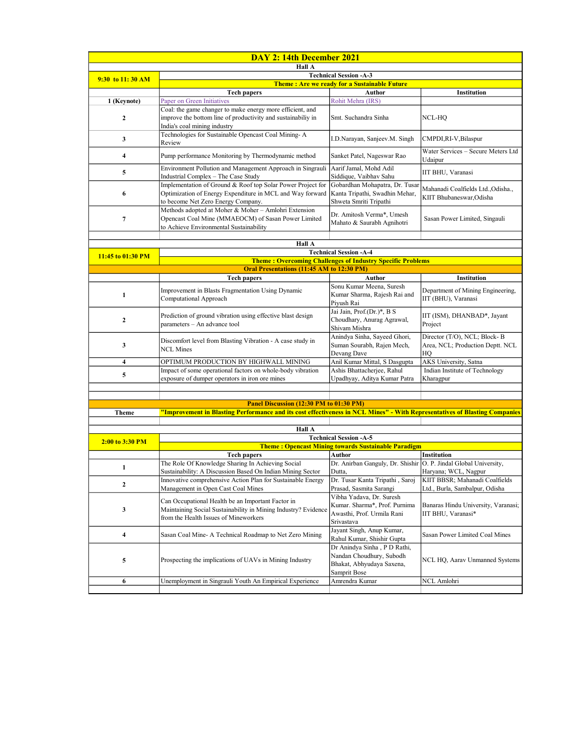# DAY 2: 14th December 2021

## Hall A

| 9:30 to 11: 30 AM | Technical Session -A-3 | | |
|---|---|---|---|
| | **Theme : Are we ready for a Sustainable Future** | | |
| | **Tech papers** | **Author** | **Institution** |
| 1 (Keynote) | Paper on Green Initiatives | Rohit Mehra (IRS) | |
| 2 | Coal: the game changer to make energy more efficient, and improve the bottom line of productivity and sustainabiliy in India's coal mining industry | Smt. Suchandra Sinha | NCL-HQ |
| 3 | Technologies for Sustainable Opencast Coal Mining- A Review | I.D.Narayan, Sanjeev.M. Singh | CMPDI,RI-V,Bilaspur |
| 4 | Pump performance Monitoring by Thermodynamic method | Sanket Patel, Nageswar Rao | Water Services – Secure Meters Ltd Udaipur |
| 5 | Environment Pollution and Management Approach in Singrauli Industrial Complex – The Case Study | Aarif Jamal, Mohd Adil Siddique, Vaibhav Sahu | IIT BHU, Varanasi |
| 6 | Implementation of Ground & Roof top Solar Power Project for Optimization of Energy Expenditure in MCL and Way forward to become Net Zero Energy Company. | Gobardhan Mohapatra, Dr. Tusar Kanta Tripathi, Swadhin Mehar, Shweta Smriti Tripathi | Mahanadi Coalfields Ltd.,Odisha., KIIT Bhubaneswar,Odisha |
| 7 | Methods adopted at Moher & Moher – Amlohri Extension Opencast Coal Mine (MMAEOCM) of Sasan Power Limited to Achieve Environmental Sustainability | Dr. Amitosh Verma*, Umesh Mahato & Saurabh Agnihotri | Sasan Power Limited, Singauli |

## Hall A

| 11:45 to 01:30 PM | Technical Session -A-4 | | |
|---|---|---|---|
| | **Theme : Overcoming Challenges of Industry Specific Problems** | | |
| | **Oral Presentations (11:45 AM to 12:30 PM)** | | |
| | **Tech papers** | **Author** | **Institution** |
| 1 | Improvement in Blasts Fragmentation Using Dynamic Computational Approach | Sonu Kumar Meena, Suresh Kumar Sharma, Rajesh Rai and Piyush Rai | Department of Mining Engineering, IIT (BHU), Varanasi |
| 2 | Prediction of ground vibration using effective blast design parameters – An advance tool | Jai Jain, Prof.(Dr.)*, B S Choudhary, Anurag Agrawal, Shivam Mishra | IIT (ISM), DHANBAD*, Jayant Project |
| 3 | Discomfort level from Blasting Vibration - A case study in NCL Mines | Anindya Sinha, Sayeed Ghori, Suman Sourabh, Rajen Mech, Devang Dave | Director (T/O), NCL; Block- B Area, NCL; Production Deptt. NCL HQ |
| 4 | OPTIMUM PRODUCTION BY HIGHWALL MINING | Anil Kumar Mittal, S Dasgupta | AKS University, Satna |
| 5 | Impact of some operational factors on whole-body vibration exposure of dumper operators in iron ore mines | Ashis Bhattacherjee, Rahul Upadhyay, Aditya Kumar Patra | Indian Institute of Technology Kharagpur |

**Panel Discussion (12:30 PM to 01:30 PM)**

| Theme | "Improvement in Blasting Performance and its cost effectiveness in NCL Mines" - With Representatives of Blasting Companies |
|---|---|

## Hall A

| 2:00 to 3:30 PM | Technical Session -A-5 | | |
|---|---|---|---|
| | **Theme : Opencast Mining towards Sustainable Paradigm** | | |
| | **Tech papers** | **Author** | **Institution** |
| 1 | The Role Of Knowledge Sharing In Achieving Social Sustainability: A Discussion Based On Indian Mining Sector | Dr. Anirban Ganguly, Dr. Shishir Dutta, | O. P. Jindal Global University, Haryana; WCL, Nagpur |
| 2 | Innovative comprehensive Action Plan for Sustainable Energy Management in Open Cast Coal Mines | Dr. Tusar Kanta Tripathi , Saroj Prasad, Sasmita Sarangi | KIIT BBSR; Mahanadi Coalfields Ltd., Burla, Sambalpur, Odisha |
| 3 | Can Occupational Health be an Important Factor in Maintaining Social Sustainability in Mining Industry? Evidence from the Health Issues of Mineworkers | Vibha Yadava, Dr. Suresh Kumar. Sharma*, Prof. Purnima Awasthi, Prof. Urmila Rani Srivastava | Banaras Hindu University, Varanasi; IIT BHU, Varanasi* |
| 4 | Sasan Coal Mine- A Technical Roadmap to Net Zero Mining | Jayant Singh, Anup Kumar, Rahul Kumar, Shishir Gupta | Sasan Power Limited Coal Mines |
| 5 | Prospecting the implications of UAVs in Mining Industry | Dr Anindya Sinha , P D Rathi, Nandan Choudhury, Subodh Bhakat, Abhyudaya Saxena, Samprit Bose | NCL HQ, Aarav Unmanned Systems |
| 6 | Unemployment in Singrauli Youth An Empirical Experience | Amrendra Kumar | NCL Amlohri |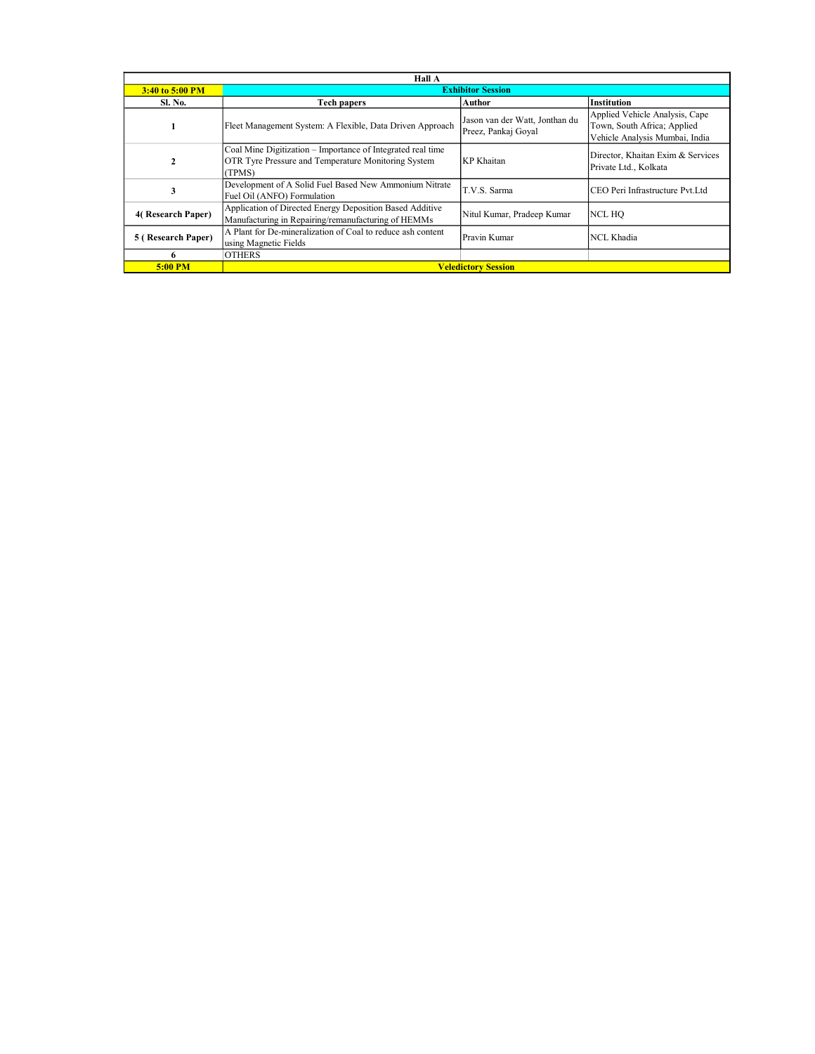| Hall A | | | |
|---|---|---|---|
| **3:40 to 5:00 PM** | **Exhibitor Session** | | |
| **Sl. No.** | **Tech papers** | **Author** | **Institution** |
| **1** | Fleet Management System: A Flexible, Data Driven Approach | Jason van der Watt, Jonthan du Preez, Pankaj Goyal | Applied Vehicle Analysis, Cape Town, South Africa; Applied Vehicle Analysis Mumbai, India |
| **2** | Coal Mine Digitization – Importance of Integrated real time OTR Tyre Pressure and Temperature Monitoring System (TPMS) | KP Khaitan | Director, Khaitan Exim & Services Private Ltd., Kolkata |
| **3** | Development of A Solid Fuel Based New Ammonium Nitrate Fuel Oil (ANFO) Formulation | T.V.S. Sarma | CEO Peri Infrastructure Pvt.Ltd |
| **4( Research Paper)** | Application of Directed Energy Deposition Based Additive Manufacturing in Repairing/remanufacturing of HEMMs | Nitul Kumar, Pradeep Kumar | NCL HQ |
| **5 ( Research Paper)** | A Plant for De-mineralization of Coal to reduce ash content using Magnetic Fields | Pravin Kumar | NCL Khadia |
| **6** | OTHERS | | |
| **5:00 PM** | **Veledictory Session** | | |